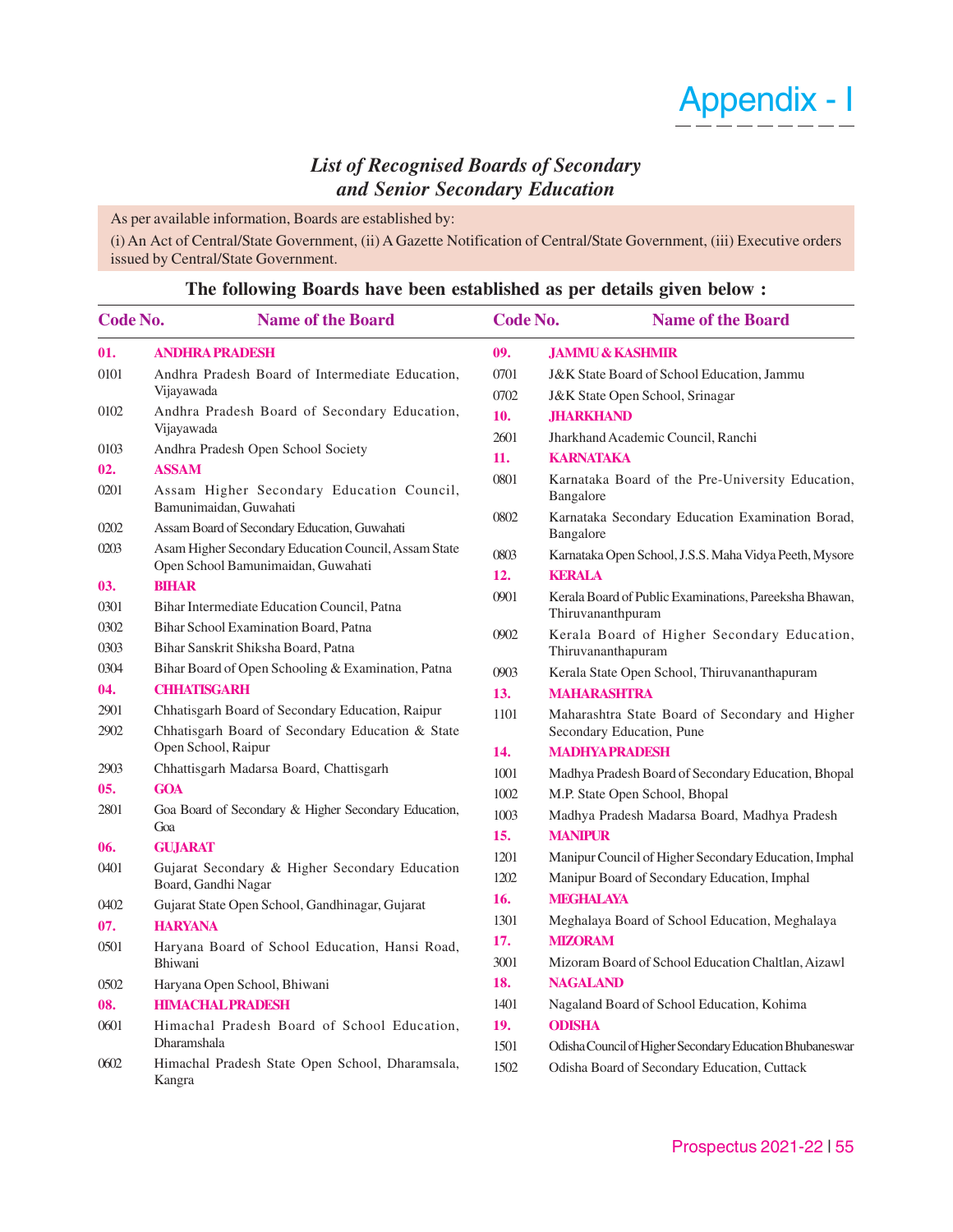# Appendix - I

## *List of Recognised Boards of Secondary and Senior Secondary Education*

As per available information, Boards are established by:

(i) An Act of Central/State Government, (ii) A Gazette Notification of Central/State Government, (iii) Executive orders issued by Central/State Government.

### The following Boards have been established as per details given below :

| Code No. | Name of the Board |
|---|---|
| **01.** | **ANDHRA PRADESH** |
| 0101 | Andhra Pradesh Board of Intermediate Education, Vijayawada |
| 0102 | Andhra Pradesh Board of Secondary Education, Vijayawada |
| 0103 | Andhra Pradesh Open School Society |
| **02.** | **ASSAM** |
| 0201 | Assam Higher Secondary Education Council, Bamunimaidan, Guwahati |
| 0202 | Assam Board of Secondary Education, Guwahati |
| 0203 | Asam Higher Secondary Education Council, Assam State Open School Bamunimaidan, Guwahati |
| **03.** | **BIHAR** |
| 0301 | Bihar Intermediate Education Council, Patna |
| 0302 | Bihar School Examination Board, Patna |
| 0303 | Bihar Sanskrit Shiksha Board, Patna |
| 0304 | Bihar Board of Open Schooling & Examination, Patna |
| **04.** | **CHHATISGARH** |
| 2901 | Chhatisgarh Board of Secondary Education, Raipur |
| 2902 | Chhatisgarh Board of Secondary Education & State Open School, Raipur |
| 2903 | Chhattisgarh Madarsa Board, Chattisgarh |
| **05.** | **GOA** |
| 2801 | Goa Board of Secondary & Higher Secondary Education, Goa |
| **06.** | **GUJARAT** |
| 0401 | Gujarat Secondary & Higher Secondary Education Board, Gandhi Nagar |
| 0402 | Gujarat State Open School, Gandhinagar, Gujarat |
| **07.** | **HARYANA** |
| 0501 | Haryana Board of School Education, Hansi Road, Bhiwani |
| 0502 | Haryana Open School, Bhiwani |
| **08.** | **HIMACHAL PRADESH** |
| 0601 | Himachal Pradesh Board of School Education, Dharamshala |
| 0602 | Himachal Pradesh State Open School, Dharamsala, Kangra |
| **09.** | **JAMMU & KASHMIR** |
| 0701 | J&K State Board of School Education, Jammu |
| 0702 | J&K State Open School, Srinagar |
| **10.** | **JHARKHAND** |
| 2601 | Jharkhand Academic Council, Ranchi |
| **11.** | **KARNATAKA** |
| 0801 | Karnataka Board of the Pre-University Education, Bangalore |
| 0802 | Karnataka Secondary Education Examination Borad, Bangalore |
| 0803 | Karnataka Open School, J.S.S. Maha Vidya Peeth, Mysore |
| **12.** | **KERALA** |
| 0901 | Kerala Board of Public Examinations, Pareeksha Bhawan, Thiruvananthpuram |
| 0902 | Kerala Board of Higher Secondary Education, Thiruvananthapuram |
| 0903 | Kerala State Open School, Thiruvananthapuram |
| **13.** | **MAHARASHTRA** |
| 1101 | Maharashtra State Board of Secondary and Higher Secondary Education, Pune |
| **14.** | **MADHYA PRADESH** |
| 1001 | Madhya Pradesh Board of Secondary Education, Bhopal |
| 1002 | M.P. State Open School, Bhopal |
| 1003 | Madhya Pradesh Madarsa Board, Madhya Pradesh |
| **15.** | **MANIPUR** |
| 1201 | Manipur Council of Higher Secondary Education, Imphal |
| 1202 | Manipur Board of Secondary Education, Imphal |
| **16.** | **MEGHALAYA** |
| 1301 | Meghalaya Board of School Education, Meghalaya |
| **17.** | **MIZORAM** |
| 3001 | Mizoram Board of School Education Chaltlan, Aizawl |
| **18.** | **NAGALAND** |
| 1401 | Nagaland Board of School Education, Kohima |
| **19.** | **ODISHA** |
| 1501 | Odisha Council of Higher Secondary Education Bhubaneswar |
| 1502 | Odisha Board of Secondary Education, Cuttack |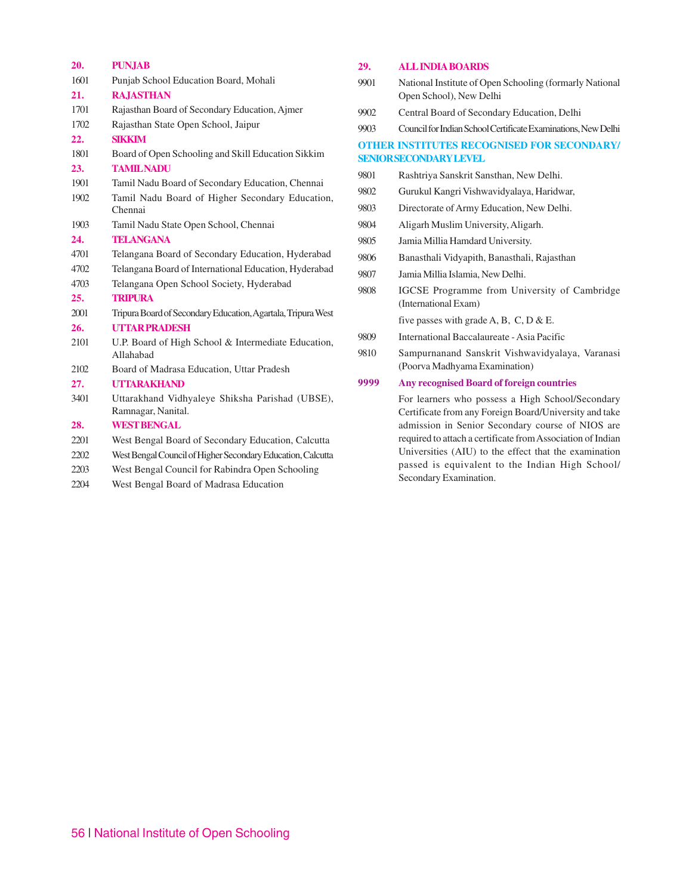**20. PUNJAB**

1601 Punjab School Education Board, Mohali

**21. RAJASTHAN**

1701 Rajasthan Board of Secondary Education, Ajmer

1702 Rajasthan State Open School, Jaipur

**22. SIKKIM**

1801 Board of Open Schooling and Skill Education Sikkim

**23. TAMIL NADU**

1901 Tamil Nadu Board of Secondary Education, Chennai

1902 Tamil Nadu Board of Higher Secondary Education, Chennai

1903 Tamil Nadu State Open School, Chennai

**24. TELANGANA**

4701 Telangana Board of Secondary Education, Hyderabad

4702 Telangana Board of International Education, Hyderabad

4703 Telangana Open School Society, Hyderabad

**25. TRIPURA**

2001 Tripura Board of Secondary Education, Agartala, Tripura West

**26. UTTAR PRADESH**

2101 U.P. Board of High School & Intermediate Education, Allahabad

2102 Board of Madrasa Education, Uttar Pradesh

**27. UTTARAKHAND**

3401 Uttarakhand Vidhyaleye Shiksha Parishad (UBSE), Ramnagar, Nanital.

**28. WEST BENGAL**

2201 West Bengal Board of Secondary Education, Calcutta

2202 West Bengal Council of Higher Secondary Education, Calcutta

2203 West Bengal Council for Rabindra Open Schooling

2204 West Bengal Board of Madrasa Education

**29. ALL INDIA BOARDS**

9901 National Institute of Open Schooling (formarly National Open School), New Delhi

9902 Central Board of Secondary Education, Delhi

9903 Council for Indian School Certificate Examinations, New Delhi

**OTHER INSTITUTES RECOGNISED FOR SECONDARY/ SENIOR SECONDARY LEVEL**

9801 Rashtriya Sanskrit Sansthan, New Delhi.

9802 Gurukul Kangri Vishwavidyalaya, Haridwar,

9803 Directorate of Army Education, New Delhi.

9804 Aligarh Muslim University, Aligarh.

9805 Jamia Millia Hamdard University.

9806 Banasthali Vidyapith, Banasthali, Rajasthan

9807 Jamia Millia Islamia, New Delhi.

9808 IGCSE Programme from University of Cambridge (International Exam)

five passes with grade A, B, C, D & E.

9809 International Baccalaureate - Asia Pacific

9810 Sampurnanand Sanskrit Vishwavidyalaya, Varanasi (Poorva Madhyama Examination)

**9999 Any recognised Board of foreign countries**

For learners who possess a High School/Secondary Certificate from any Foreign Board/University and take admission in Senior Secondary course of NIOS are required to attach a certificate from Association of Indian Universities (AIU) to the effect that the examination passed is equivalent to the Indian High School/ Secondary Examination.